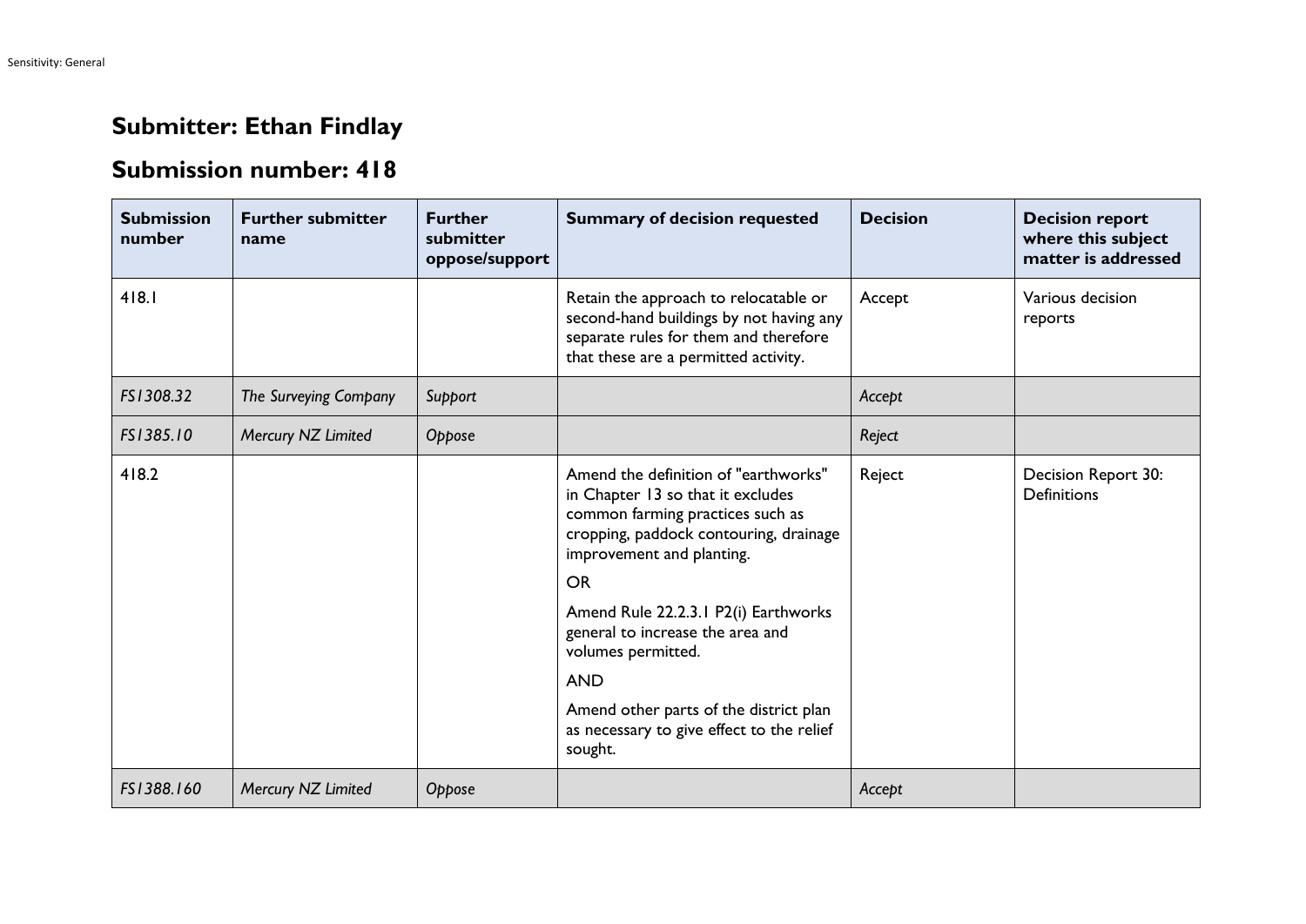## Submitter: Ethan Findlay

## Submission number: 418

| Submission number | Further submitter name | Further submitter oppose/support | Summary of decision requested | Decision | Decision report where this subject matter is addressed |
|---|---|---|---|---|---|
| 418.1 | | | Retain the approach to relocatable or second-hand buildings by not having any separate rules for them and therefore that these are a permitted activity. | Accept | Various decision reports |
| *FS1308.32* | *The Surveying Company* | *Support* | | *Accept* | |
| *FS1385.10* | *Mercury NZ Limited* | *Oppose* | | *Reject* | |
| 418.2 | | | Amend the definition of "earthworks" in Chapter 13 so that it excludes common farming practices such as cropping, paddock contouring, drainage improvement and planting.<br><br>OR<br><br>Amend Rule 22.2.3.1 P2(i) Earthworks general to increase the area and volumes permitted.<br><br>AND<br><br>Amend other parts of the district plan as necessary to give effect to the relief sought. | Reject | Decision Report 30: Definitions |
| *FS1388.160* | *Mercury NZ Limited* | *Oppose* | | *Accept* | |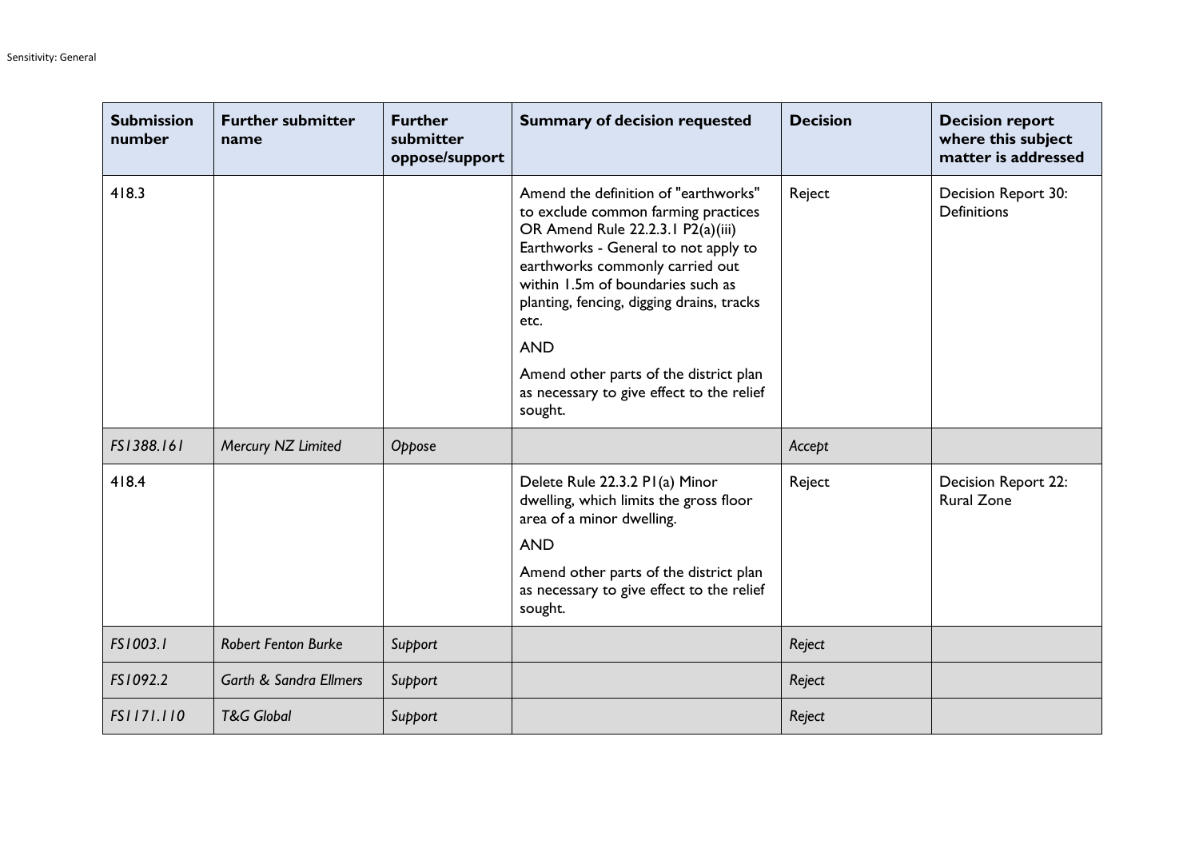| Submission number | Further submitter name | Further submitter oppose/support | Summary of decision requested | Decision | Decision report where this subject matter is addressed |
|---|---|---|---|---|---|
| 418.3 | | | Amend the definition of "earthworks" to exclude common farming practices OR Amend Rule 22.2.3.1 P2(a)(iii) Earthworks - General to not apply to earthworks commonly carried out within 1.5m of boundaries such as planting, fencing, digging drains, tracks etc.<br><br>AND<br><br>Amend other parts of the district plan as necessary to give effect to the relief sought. | Reject | Decision Report 30: Definitions |
| *FS1388.161* | *Mercury NZ Limited* | *Oppose* | | *Accept* | |
| 418.4 | | | Delete Rule 22.3.2 P1(a) Minor dwelling, which limits the gross floor area of a minor dwelling.<br><br>AND<br><br>Amend other parts of the district plan as necessary to give effect to the relief sought. | Reject | Decision Report 22: Rural Zone |
| *FS1003.1* | *Robert Fenton Burke* | *Support* | | *Reject* | |
| *FS1092.2* | *Garth & Sandra Ellmers* | *Support* | | *Reject* | |
| *FS1171.110* | *T&G Global* | *Support* | | *Reject* | |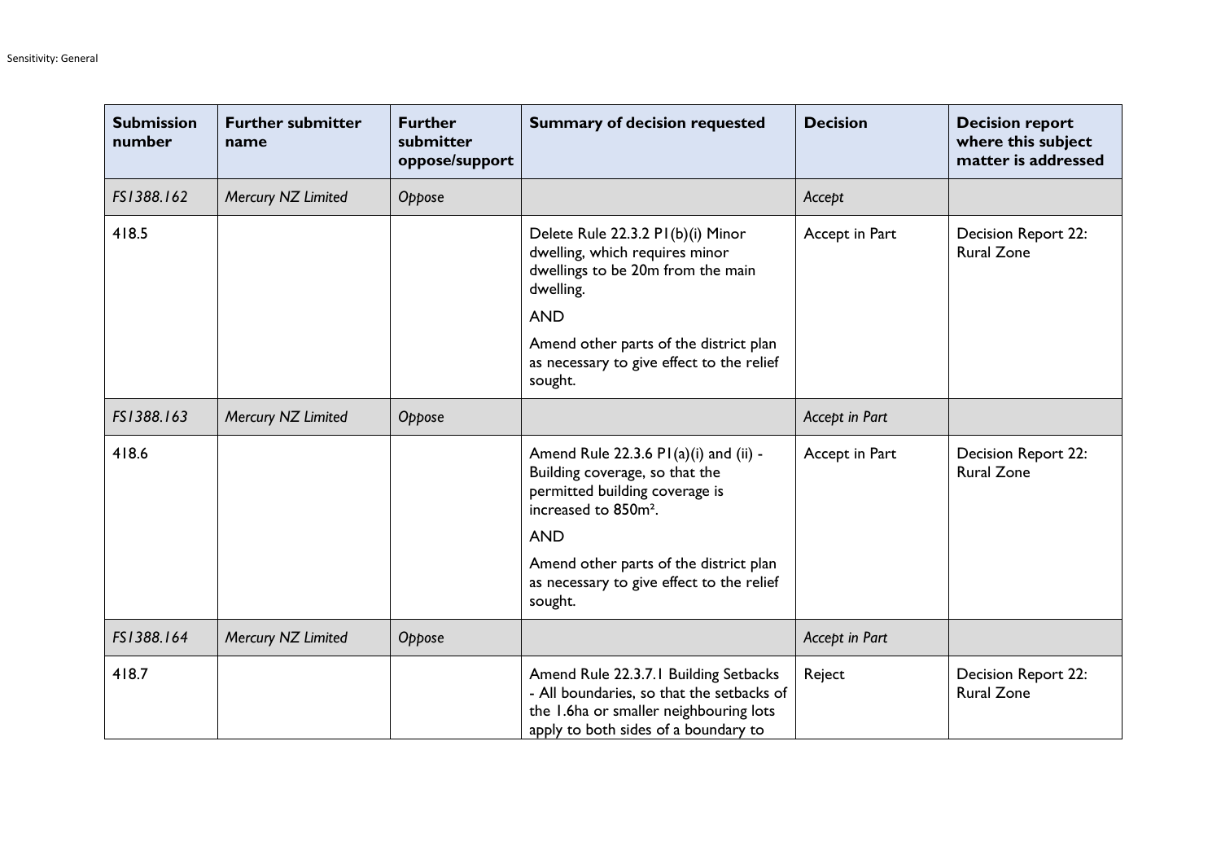| Submission number | Further submitter name | Further submitter oppose/support | Summary of decision requested | Decision | Decision report where this subject matter is addressed |
|---|---|---|---|---|---|
| *FS1388.162* | *Mercury NZ Limited* | *Oppose* | | *Accept* | |
| 418.5 | | | Delete Rule 22.3.2 P1(b)(i) Minor dwelling, which requires minor dwellings to be 20m from the main dwelling. AND Amend other parts of the district plan as necessary to give effect to the relief sought. | Accept in Part | Decision Report 22: Rural Zone |
| *FS1388.163* | *Mercury NZ Limited* | *Oppose* | | *Accept in Part* | |
| 418.6 | | | Amend Rule 22.3.6 P1(a)(i) and (ii) - Building coverage, so that the permitted building coverage is increased to 850m². AND Amend other parts of the district plan as necessary to give effect to the relief sought. | Accept in Part | Decision Report 22: Rural Zone |
| *FS1388.164* | *Mercury NZ Limited* | *Oppose* | | *Accept in Part* | |
| 418.7 | | | Amend Rule 22.3.7.1 Building Setbacks - All boundaries, so that the setbacks of the 1.6ha or smaller neighbouring lots apply to both sides of a boundary to | Reject | Decision Report 22: Rural Zone |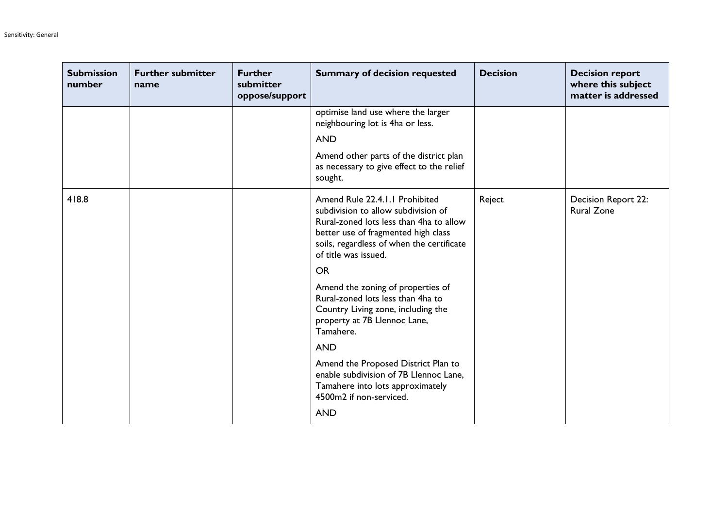| Submission number | Further submitter name | Further submitter oppose/support | Summary of decision requested | Decision | Decision report where this subject matter is addressed |
|---|---|---|---|---|---|
| | | | optimise land use where the larger neighbouring lot is 4ha or less.<br><br>AND<br><br>Amend other parts of the district plan as necessary to give effect to the relief sought. | | |
| 418.8 | | | Amend Rule 22.4.1.1 Prohibited subdivision to allow subdivision of Rural-zoned lots less than 4ha to allow better use of fragmented high class soils, regardless of when the certificate of title was issued.<br><br>OR<br><br>Amend the zoning of properties of Rural-zoned lots less than 4ha to Country Living zone, including the property at 7B Llennoc Lane, Tamahere.<br><br>AND<br><br>Amend the Proposed District Plan to enable subdivision of 7B Llennoc Lane, Tamahere into lots approximately 4500m2 if non-serviced.<br><br>AND | Reject | Decision Report 22: Rural Zone |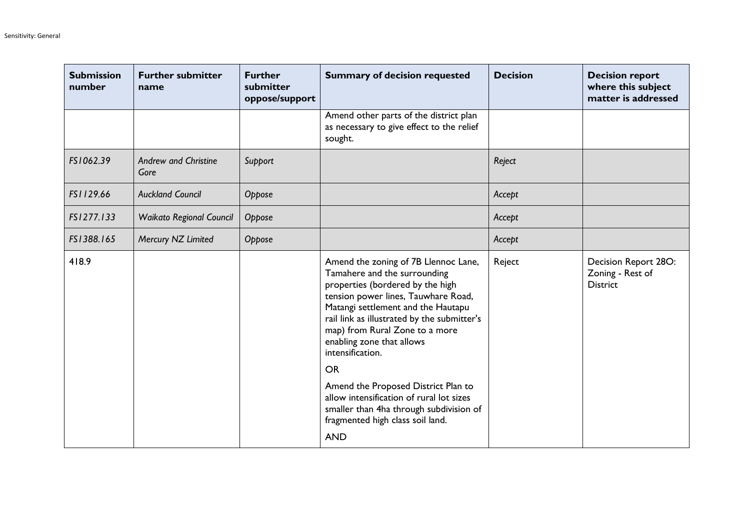| Submission number | Further submitter name | Further submitter oppose/support | Summary of decision requested | Decision | Decision report where this subject matter is addressed |
|---|---|---|---|---|---|
| | | | Amend other parts of the district plan as necessary to give effect to the relief sought. | | |
| *FS1062.39* | *Andrew and Christine Gore* | *Support* | | *Reject* | |
| *FS1129.66* | *Auckland Council* | *Oppose* | | *Accept* | |
| *FS1277.133* | *Waikato Regional Council* | *Oppose* | | *Accept* | |
| *FS1388.165* | *Mercury NZ Limited* | *Oppose* | | *Accept* | |
| 418.9 | | | Amend the zoning of 7B Llennoc Lane, Tamahere and the surrounding properties (bordered by the high tension power lines, Tauwhare Road, Matangi settlement and the Hautapu rail link as illustrated by the submitter's map) from Rural Zone to a more enabling zone that allows intensification.<br><br>OR<br><br>Amend the Proposed District Plan to allow intensification of rural lot sizes smaller than 4ha through subdivision of fragmented high class soil land.<br><br>AND | Reject | Decision Report 28O: Zoning - Rest of District |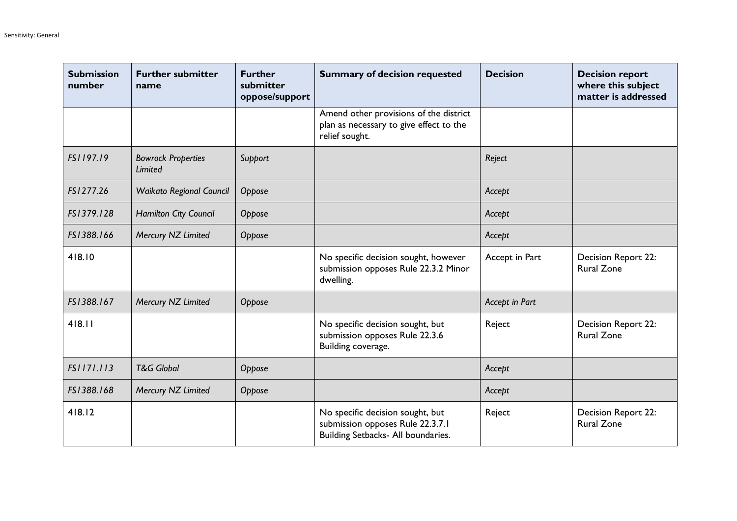| Submission number | Further submitter name | Further submitter oppose/support | Summary of decision requested | Decision | Decision report where this subject matter is addressed |
|---|---|---|---|---|---|
| | | | Amend other provisions of the district plan as necessary to give effect to the relief sought. | | |
| *FS1197.19* | *Bowrock Properties Limited* | *Support* | | *Reject* | |
| *FS1277.26* | *Waikato Regional Council* | *Oppose* | | *Accept* | |
| *FS1379.128* | *Hamilton City Council* | *Oppose* | | *Accept* | |
| *FS1388.166* | *Mercury NZ Limited* | *Oppose* | | *Accept* | |
| 418.10 | | | No specific decision sought, however submission opposes Rule 22.3.2 Minor dwelling. | Accept in Part | Decision Report 22: Rural Zone |
| *FS1388.167* | *Mercury NZ Limited* | *Oppose* | | *Accept in Part* | |
| 418.11 | | | No specific decision sought, but submission opposes Rule 22.3.6 Building coverage. | Reject | Decision Report 22: Rural Zone |
| *FS1171.113* | *T&G Global* | *Oppose* | | *Accept* | |
| *FS1388.168* | *Mercury NZ Limited* | *Oppose* | | *Accept* | |
| 418.12 | | | No specific decision sought, but submission opposes Rule 22.3.7.1 Building Setbacks- All boundaries. | Reject | Decision Report 22: Rural Zone |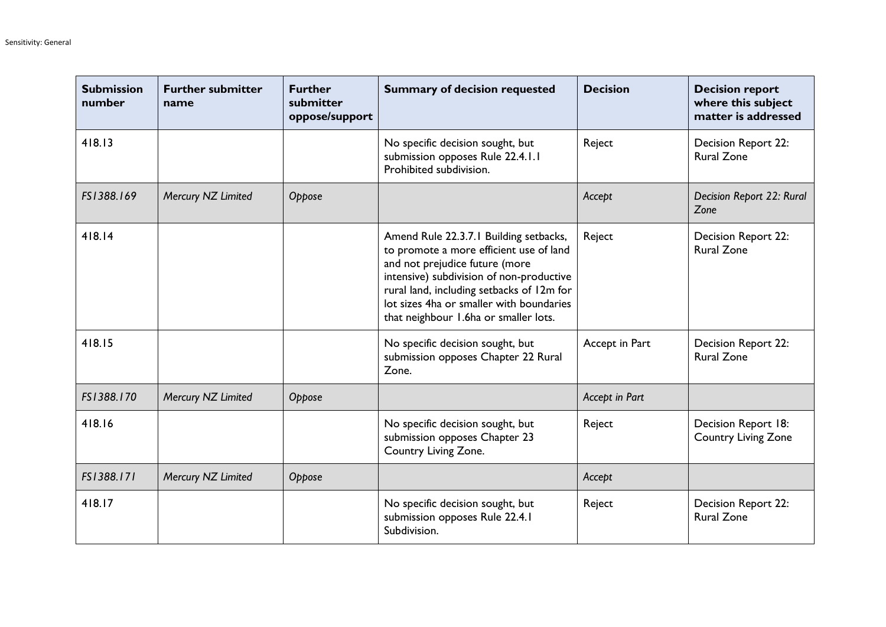| Submission number | Further submitter name | Further submitter oppose/support | Summary of decision requested | Decision | Decision report where this subject matter is addressed |
| --- | --- | --- | --- | --- | --- |
| 418.13 | | | No specific decision sought, but submission opposes Rule 22.4.1.1 Prohibited subdivision. | Reject | Decision Report 22: Rural Zone |
| *FS1388.169* | *Mercury NZ Limited* | *Oppose* | | *Accept* | *Decision Report 22: Rural Zone* |
| 418.14 | | | Amend Rule 22.3.7.1 Building setbacks, to promote a more efficient use of land and not prejudice future (more intensive) subdivision of non-productive rural land, including setbacks of 12m for lot sizes 4ha or smaller with boundaries that neighbour 1.6ha or smaller lots. | Reject | Decision Report 22: Rural Zone |
| 418.15 | | | No specific decision sought, but submission opposes Chapter 22 Rural Zone. | Accept in Part | Decision Report 22: Rural Zone |
| *FS1388.170* | *Mercury NZ Limited* | *Oppose* | | *Accept in Part* | |
| 418.16 | | | No specific decision sought, but submission opposes Chapter 23 Country Living Zone. | Reject | Decision Report 18: Country Living Zone |
| *FS1388.171* | *Mercury NZ Limited* | *Oppose* | | *Accept* | |
| 418.17 | | | No specific decision sought, but submission opposes Rule 22.4.1 Subdivision. | Reject | Decision Report 22: Rural Zone |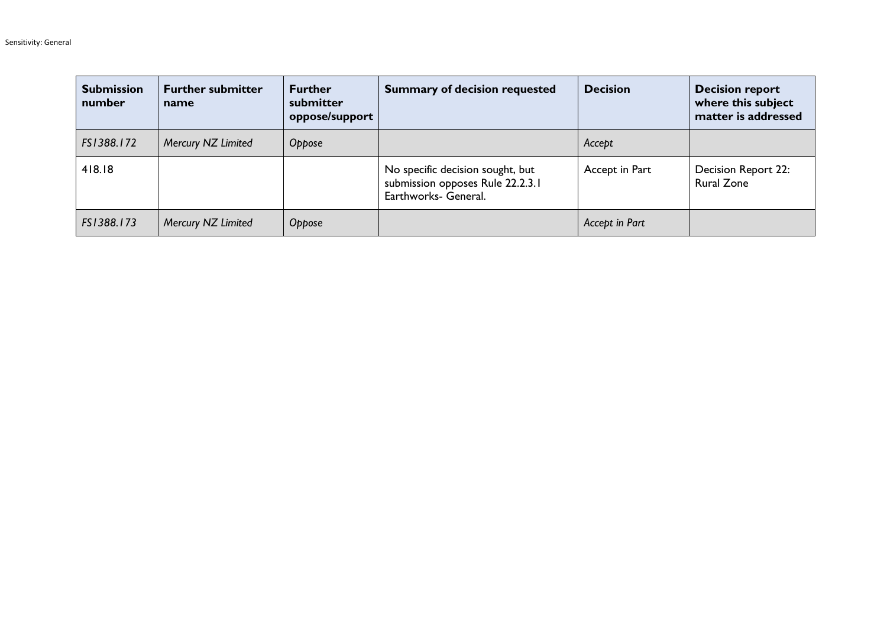| Submission number | Further submitter name | Further submitter oppose/support | Summary of decision requested | Decision | Decision report where this subject matter is addressed |
|---|---|---|---|---|---|
| *FS1388.172* | *Mercury NZ Limited* | *Oppose* | | *Accept* | |
| 418.18 | | | No specific decision sought, but submission opposes Rule 22.2.3.1 Earthworks- General. | Accept in Part | Decision Report 22: Rural Zone |
| *FS1388.173* | *Mercury NZ Limited* | *Oppose* | | *Accept in Part* | |